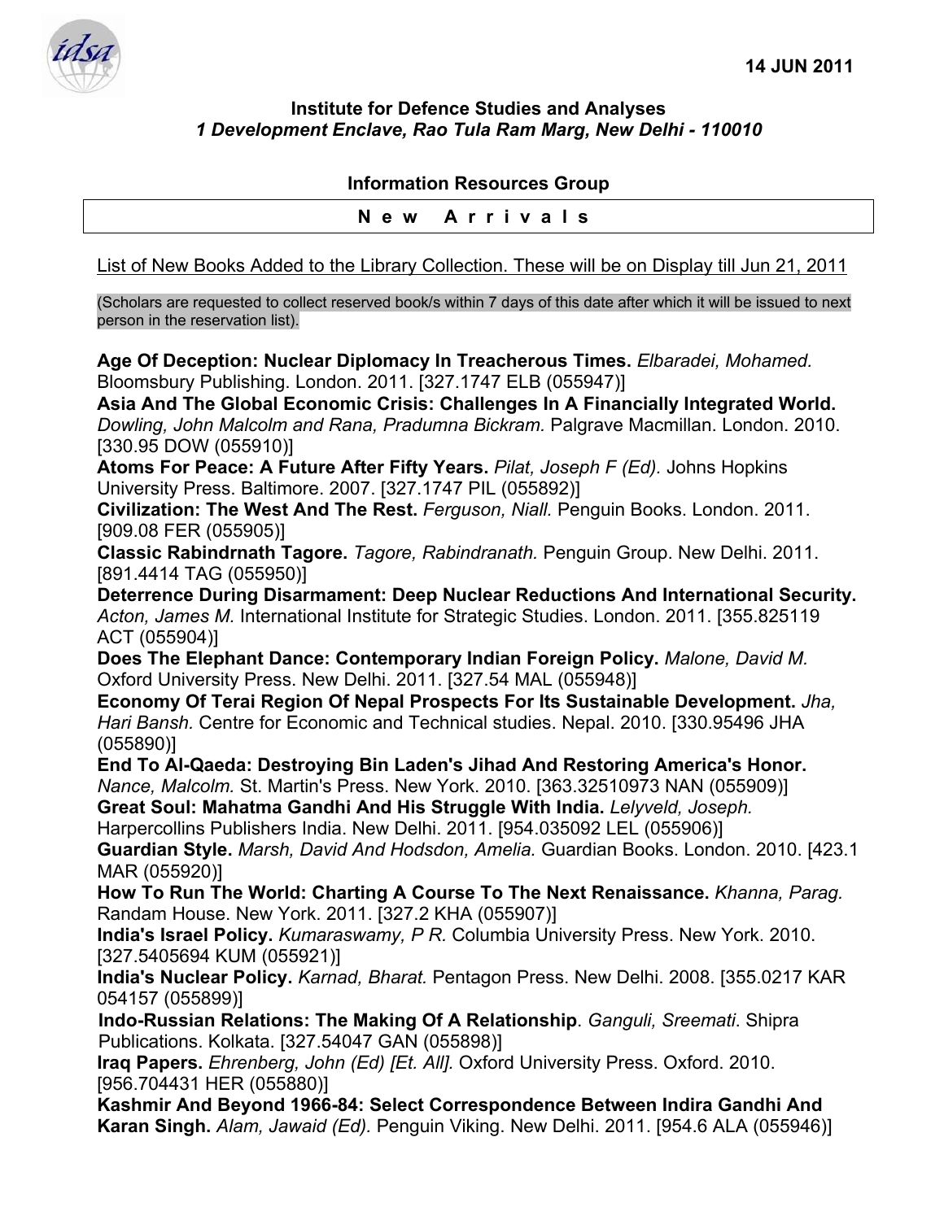14 JUN 2011

**Institute for Defence Studies and Analyses**
***1 Development Enclave, Rao Tula Ram Marg, New Delhi - 110010***

**Information Resources Group**

**N e w   A r r i v a l s**

List of New Books Added to the Library Collection. These will be on Display till Jun 21, 2011

(Scholars are requested to collect reserved book/s within 7 days of this date after which it will be issued to next person in the reservation list).

**Age Of Deception: Nuclear Diplomacy In Treacherous Times.** *Elbaradei, Mohamed.* Bloomsbury Publishing. London. 2011. [327.1747 ELB (055947)]

**Asia And The Global Economic Crisis: Challenges In A Financially Integrated World.** *Dowling, John Malcolm and Rana, Pradumna Bickram.* Palgrave Macmillan. London. 2010. [330.95 DOW (055910)]

**Atoms For Peace: A Future After Fifty Years.** *Pilat, Joseph F (Ed).* Johns Hopkins University Press. Baltimore. 2007. [327.1747 PIL (055892)]

**Civilization: The West And The Rest.** *Ferguson, Niall.* Penguin Books. London. 2011. [909.08 FER (055905)]

**Classic Rabindrnath Tagore.** *Tagore, Rabindranath.* Penguin Group. New Delhi. 2011. [891.4414 TAG (055950)]

**Deterrence During Disarmament: Deep Nuclear Reductions And International Security.** *Acton, James M.* International Institute for Strategic Studies. London. 2011. [355.825119 ACT (055904)]

**Does The Elephant Dance: Contemporary Indian Foreign Policy.** *Malone, David M.* Oxford University Press. New Delhi. 2011. [327.54 MAL (055948)]

**Economy Of Terai Region Of Nepal Prospects For Its Sustainable Development.** *Jha, Hari Bansh.* Centre for Economic and Technical studies. Nepal. 2010. [330.95496 JHA (055890)]

**End To Al-Qaeda: Destroying Bin Laden's Jihad And Restoring America's Honor.** *Nance, Malcolm.* St. Martin's Press. New York. 2010. [363.32510973 NAN (055909)]

**Great Soul: Mahatma Gandhi And His Struggle With India.** *Lelyveld, Joseph.* Harpercollins Publishers India. New Delhi. 2011. [954.035092 LEL (055906)]

**Guardian Style.** *Marsh, David And Hodsdon, Amelia.* Guardian Books. London. 2010. [423.1 MAR (055920)]

**How To Run The World: Charting A Course To The Next Renaissance.** *Khanna, Parag.* Randam House. New York. 2011. [327.2 KHA (055907)]

**India's Israel Policy.** *Kumaraswamy, P R.* Columbia University Press. New York. 2010. [327.5405694 KUM (055921)]

**India's Nuclear Policy.** *Karnad, Bharat.* Pentagon Press. New Delhi. 2008. [355.0217 KAR 054157 (055899)]

**Indo-Russian Relations: The Making Of A Relationship**. *Ganguli, Sreemati*. Shipra Publications. Kolkata. [327.54047 GAN (055898)]

**Iraq Papers.** *Ehrenberg, John (Ed) [Et. All].* Oxford University Press. Oxford. 2010. [956.704431 HER (055880)]

**Kashmir And Beyond 1966-84: Select Correspondence Between Indira Gandhi And Karan Singh.** *Alam, Jawaid (Ed).* Penguin Viking. New Delhi. 2011. [954.6 ALA (055946)]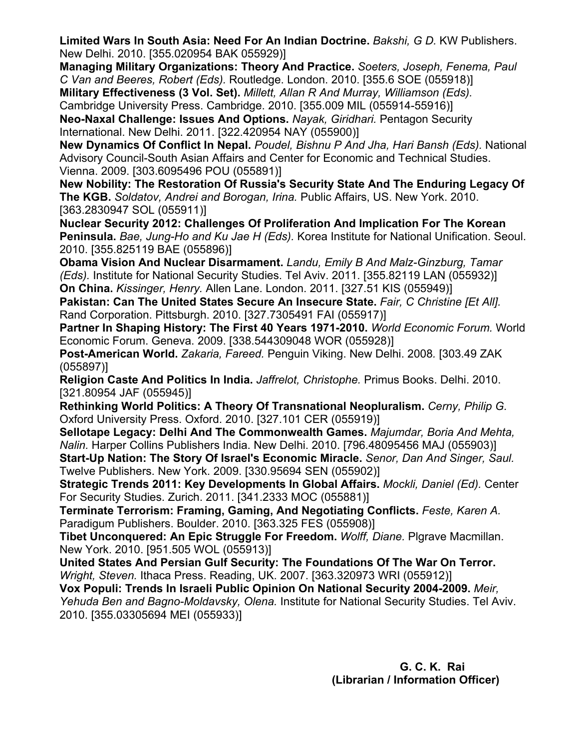**Limited Wars In South Asia: Need For An Indian Doctrine.** *Bakshi, G D.* KW Publishers. New Delhi. 2010. [355.020954 BAK 055929)]

**Managing Military Organizations: Theory And Practice.** *Soeters, Joseph, Fenema, Paul C Van and Beeres, Robert (Eds).* Routledge. London. 2010. [355.6 SOE (055918)]

**Military Effectiveness (3 Vol. Set).** *Millett, Allan R And Murray, Williamson (Eds).* Cambridge University Press. Cambridge. 2010. [355.009 MIL (055914-55916)]

**Neo-Naxal Challenge: Issues And Options.** *Nayak, Giridhari.* Pentagon Security International. New Delhi. 2011. [322.420954 NAY (055900)]

**New Dynamics Of Conflict In Nepal.** *Poudel, Bishnu P And Jha, Hari Bansh (Eds).* National Advisory Council-South Asian Affairs and Center for Economic and Technical Studies. Vienna. 2009. [303.6095496 POU (055891)]

**New Nobility: The Restoration Of Russia's Security State And The Enduring Legacy Of The KGB.** *Soldatov, Andrei and Borogan, Irina.* Public Affairs, US. New York. 2010. [363.2830947 SOL (055911)]

**Nuclear Security 2012: Challenges Of Proliferation And Implication For The Korean Peninsula.** *Bae, Jung-Ho and Ku Jae H (Eds).* Korea Institute for National Unification. Seoul. 2010. [355.825119 BAE (055896)]

**Obama Vision And Nuclear Disarmament.** *Landu, Emily B And Malz-Ginzburg, Tamar (Eds).* Institute for National Security Studies. Tel Aviv. 2011. [355.82119 LAN (055932)]

**On China.** *Kissinger, Henry.* Allen Lane. London. 2011. [327.51 KIS (055949)]

**Pakistan: Can The United States Secure An Insecure State.** *Fair, C Christine [Et All].* Rand Corporation. Pittsburgh. 2010. [327.7305491 FAI (055917)]

**Partner In Shaping History: The First 40 Years 1971-2010.** *World Economic Forum.* World Economic Forum. Geneva. 2009. [338.544309048 WOR (055928)]

**Post-American World.** *Zakaria, Fareed.* Penguin Viking. New Delhi. 2008. [303.49 ZAK (055897)]

**Religion Caste And Politics In India.** *Jaffrelot, Christophe.* Primus Books. Delhi. 2010. [321.80954 JAF (055945)]

**Rethinking World Politics: A Theory Of Transnational Neopluralism.** *Cerny, Philip G.* Oxford University Press. Oxford. 2010. [327.101 CER (055919)]

**Sellotape Legacy: Delhi And The Commonwealth Games.** *Majumdar, Boria And Mehta, Nalin.* Harper Collins Publishers India. New Delhi. 2010. [796.48095456 MAJ (055903)]

**Start-Up Nation: The Story Of Israel's Economic Miracle.** *Senor, Dan And Singer, Saul.* Twelve Publishers. New York. 2009. [330.95694 SEN (055902)]

**Strategic Trends 2011: Key Developments In Global Affairs.** *Mockli, Daniel (Ed).* Center For Security Studies. Zurich. 2011. [341.2333 MOC (055881)]

**Terminate Terrorism: Framing, Gaming, And Negotiating Conflicts.** *Feste, Karen A.* Paradigum Publishers. Boulder. 2010. [363.325 FES (055908)]

**Tibet Unconquered: An Epic Struggle For Freedom.** *Wolff, Diane.* Plgrave Macmillan. New York. 2010. [951.505 WOL (055913)]

**United States And Persian Gulf Security: The Foundations Of The War On Terror.** *Wright, Steven.* Ithaca Press. Reading, UK. 2007. [363.320973 WRI (055912)]

**Vox Populi: Trends In Israeli Public Opinion On National Security 2004-2009.** *Meir, Yehuda Ben and Bagno-Moldavsky, Olena.* Institute for National Security Studies. Tel Aviv. 2010. [355.03305694 MEI (055933)]

**G. C. K. Rai**
**(Librarian / Information Officer)**